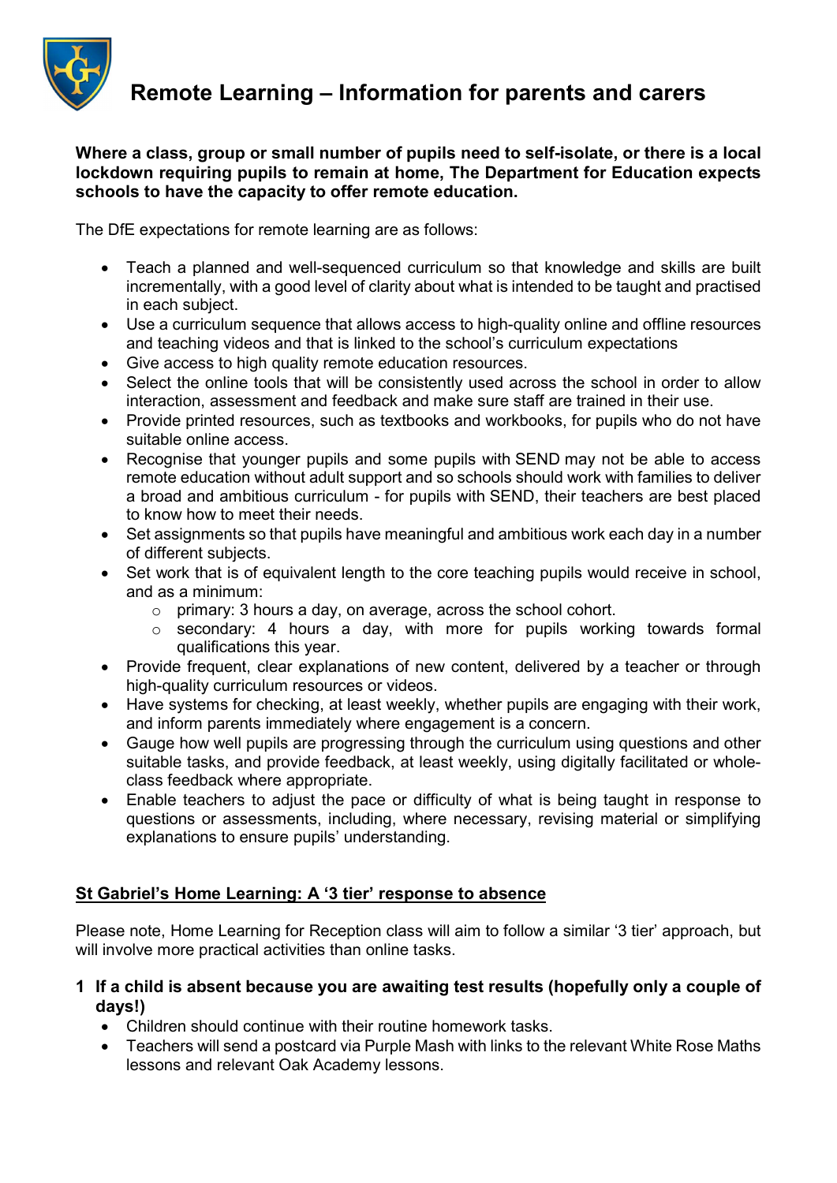# Remote Learning – Information for parents and carers

**Where a class, group or small number of pupils need to self-isolate, or there is a local lockdown requiring pupils to remain at home, The Department for Education expects schools to have the capacity to offer remote education.**

The DfE expectations for remote learning are as follows:

- Teach a planned and well-sequenced curriculum so that knowledge and skills are built incrementally, with a good level of clarity about what is intended to be taught and practised in each subject.
- Use a curriculum sequence that allows access to high-quality online and offline resources and teaching videos and that is linked to the school's curriculum expectations
- Give access to high quality remote education resources.
- Select the online tools that will be consistently used across the school in order to allow interaction, assessment and feedback and make sure staff are trained in their use.
- Provide printed resources, such as textbooks and workbooks, for pupils who do not have suitable online access.
- Recognise that younger pupils and some pupils with SEND may not be able to access remote education without adult support and so schools should work with families to deliver a broad and ambitious curriculum - for pupils with SEND, their teachers are best placed to know how to meet their needs.
- Set assignments so that pupils have meaningful and ambitious work each day in a number of different subjects.
- Set work that is of equivalent length to the core teaching pupils would receive in school, and as a minimum:
  - primary: 3 hours a day, on average, across the school cohort.
  - secondary: 4 hours a day, with more for pupils working towards formal qualifications this year.
- Provide frequent, clear explanations of new content, delivered by a teacher or through high-quality curriculum resources or videos.
- Have systems for checking, at least weekly, whether pupils are engaging with their work, and inform parents immediately where engagement is a concern.
- Gauge how well pupils are progressing through the curriculum using questions and other suitable tasks, and provide feedback, at least weekly, using digitally facilitated or whole-class feedback where appropriate.
- Enable teachers to adjust the pace or difficulty of what is being taught in response to questions or assessments, including, where necessary, revising material or simplifying explanations to ensure pupils' understanding.

## <u>St Gabriel's Home Learning: A '3 tier' response to absence</u>

Please note, Home Learning for Reception class will aim to follow a similar '3 tier' approach, but will involve more practical activities than online tasks.

**1 If a child is absent because you are awaiting test results (hopefully only a couple of days!)**

- Children should continue with their routine homework tasks.
- Teachers will send a postcard via Purple Mash with links to the relevant White Rose Maths lessons and relevant Oak Academy lessons.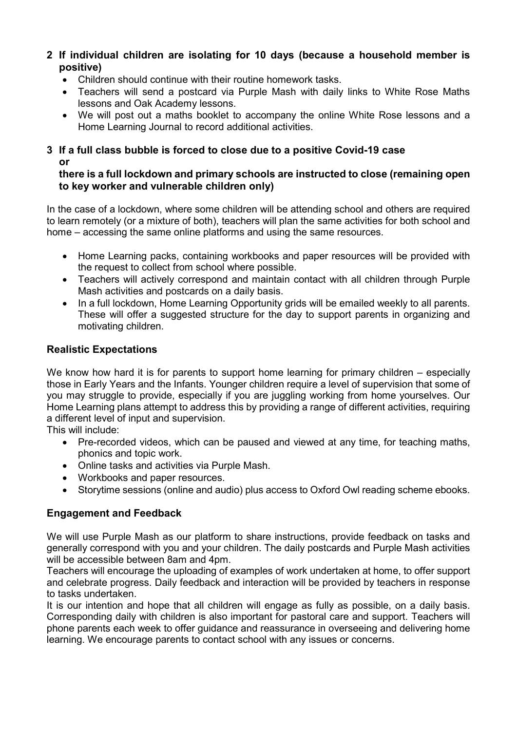## 2 If individual children are isolating for 10 days (because a household member is positive)

- Children should continue with their routine homework tasks.
- Teachers will send a postcard via Purple Mash with daily links to White Rose Maths lessons and Oak Academy lessons.
- We will post out a maths booklet to accompany the online White Rose lessons and a Home Learning Journal to record additional activities.

## 3 If a full class bubble is forced to close due to a positive Covid-19 case or there is a full lockdown and primary schools are instructed to close (remaining open to key worker and vulnerable children only)

In the case of a lockdown, where some children will be attending school and others are required to learn remotely (or a mixture of both), teachers will plan the same activities for both school and home – accessing the same online platforms and using the same resources.

- Home Learning packs, containing workbooks and paper resources will be provided with the request to collect from school where possible.
- Teachers will actively correspond and maintain contact with all children through Purple Mash activities and postcards on a daily basis.
- In a full lockdown, Home Learning Opportunity grids will be emailed weekly to all parents. These will offer a suggested structure for the day to support parents in organizing and motivating children.

## Realistic Expectations

We know how hard it is for parents to support home learning for primary children – especially those in Early Years and the Infants. Younger children require a level of supervision that some of you may struggle to provide, especially if you are juggling working from home yourselves. Our Home Learning plans attempt to address this by providing a range of different activities, requiring a different level of input and supervision.

This will include:

- Pre-recorded videos, which can be paused and viewed at any time, for teaching maths, phonics and topic work.
- Online tasks and activities via Purple Mash.
- Workbooks and paper resources.
- Storytime sessions (online and audio) plus access to Oxford Owl reading scheme ebooks.

## Engagement and Feedback

We will use Purple Mash as our platform to share instructions, provide feedback on tasks and generally correspond with you and your children. The daily postcards and Purple Mash activities will be accessible between 8am and 4pm.

Teachers will encourage the uploading of examples of work undertaken at home, to offer support and celebrate progress. Daily feedback and interaction will be provided by teachers in response to tasks undertaken.

It is our intention and hope that all children will engage as fully as possible, on a daily basis. Corresponding daily with children is also important for pastoral care and support. Teachers will phone parents each week to offer guidance and reassurance in overseeing and delivering home learning. We encourage parents to contact school with any issues or concerns.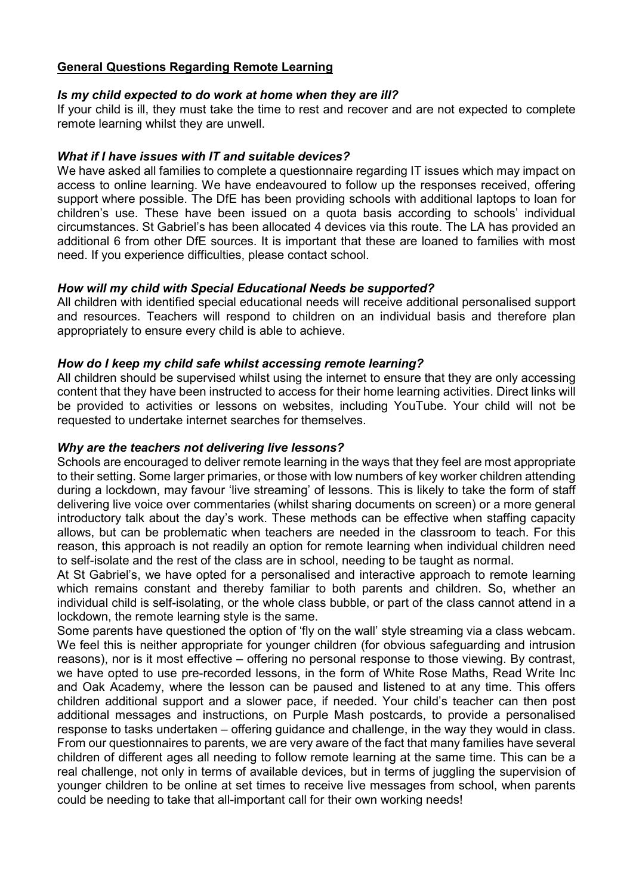## General Questions Regarding Remote Learning

***Is my child expected to do work at home when they are ill?***

If your child is ill, they must take the time to rest and recover and are not expected to complete remote learning whilst they are unwell.

***What if I have issues with IT and suitable devices?***

We have asked all families to complete a questionnaire regarding IT issues which may impact on access to online learning. We have endeavoured to follow up the responses received, offering support where possible. The DfE has been providing schools with additional laptops to loan for children's use. These have been issued on a quota basis according to schools' individual circumstances. St Gabriel's has been allocated 4 devices via this route. The LA has provided an additional 6 from other DfE sources. It is important that these are loaned to families with most need. If you experience difficulties, please contact school.

***How will my child with Special Educational Needs be supported?***

All children with identified special educational needs will receive additional personalised support and resources. Teachers will respond to children on an individual basis and therefore plan appropriately to ensure every child is able to achieve.

***How do I keep my child safe whilst accessing remote learning?***

All children should be supervised whilst using the internet to ensure that they are only accessing content that they have been instructed to access for their home learning activities. Direct links will be provided to activities or lessons on websites, including YouTube. Your child will not be requested to undertake internet searches for themselves.

***Why are the teachers not delivering live lessons?***

Schools are encouraged to deliver remote learning in the ways that they feel are most appropriate to their setting. Some larger primaries, or those with low numbers of key worker children attending during a lockdown, may favour 'live streaming' of lessons. This is likely to take the form of staff delivering live voice over commentaries (whilst sharing documents on screen) or a more general introductory talk about the day's work. These methods can be effective when staffing capacity allows, but can be problematic when teachers are needed in the classroom to teach. For this reason, this approach is not readily an option for remote learning when individual children need to self-isolate and the rest of the class are in school, needing to be taught as normal.

At St Gabriel's, we have opted for a personalised and interactive approach to remote learning which remains constant and thereby familiar to both parents and children. So, whether an individual child is self-isolating, or the whole class bubble, or part of the class cannot attend in a lockdown, the remote learning style is the same.

Some parents have questioned the option of 'fly on the wall' style streaming via a class webcam. We feel this is neither appropriate for younger children (for obvious safeguarding and intrusion reasons), nor is it most effective – offering no personal response to those viewing. By contrast, we have opted to use pre-recorded lessons, in the form of White Rose Maths, Read Write Inc and Oak Academy, where the lesson can be paused and listened to at any time. This offers children additional support and a slower pace, if needed. Your child's teacher can then post additional messages and instructions, on Purple Mash postcards, to provide a personalised response to tasks undertaken – offering guidance and challenge, in the way they would in class. From our questionnaires to parents, we are very aware of the fact that many families have several children of different ages all needing to follow remote learning at the same time. This can be a real challenge, not only in terms of available devices, but in terms of juggling the supervision of younger children to be online at set times to receive live messages from school, when parents could be needing to take that all-important call for their own working needs!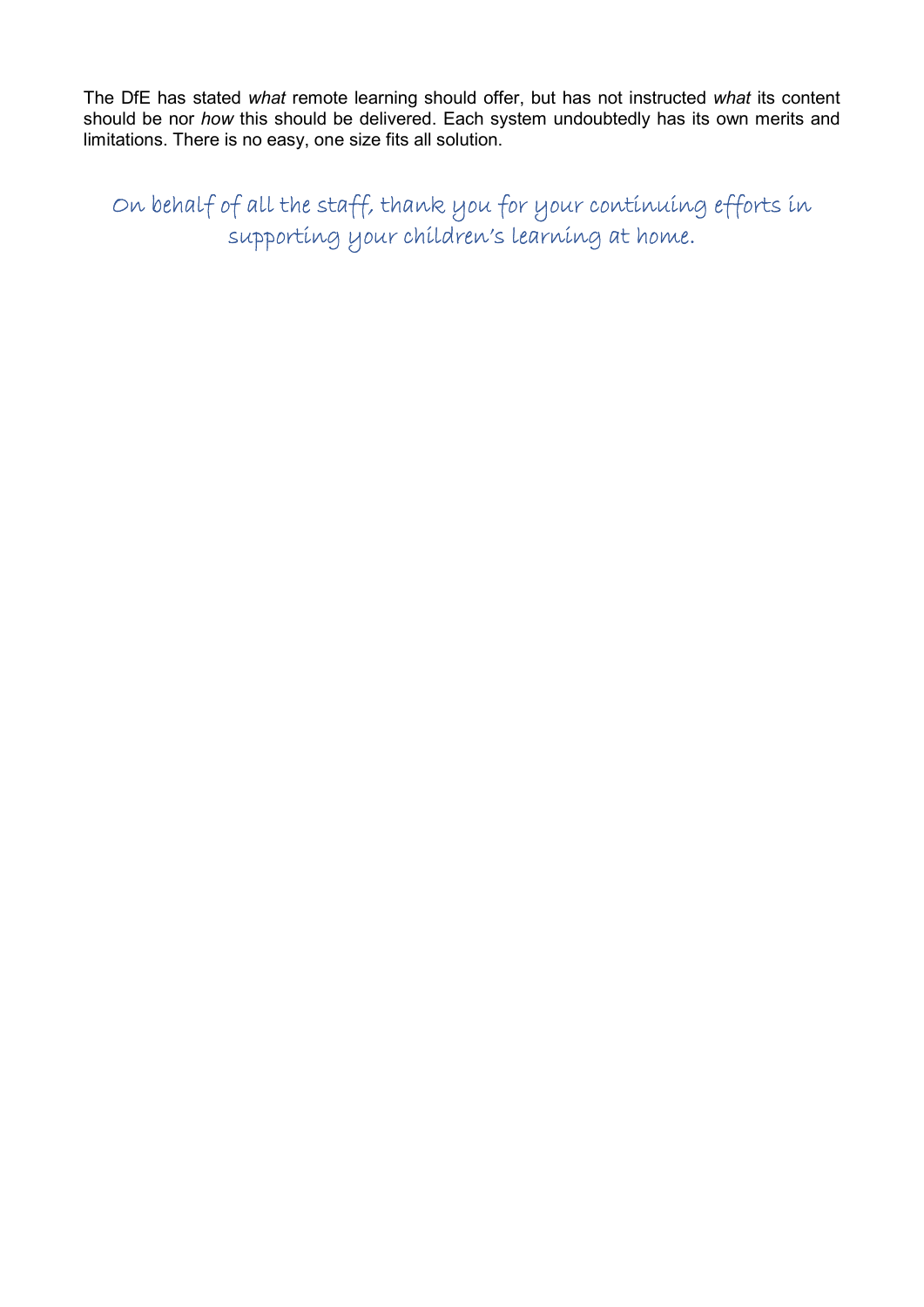The DfE has stated *what* remote learning should offer, but has not instructed *what* its content should be nor *how* this should be delivered. Each system undoubtedly has its own merits and limitations. There is no easy, one size fits all solution.

*On behalf of all the staff, thank you for your continuing efforts in supporting your children's learning at home.*